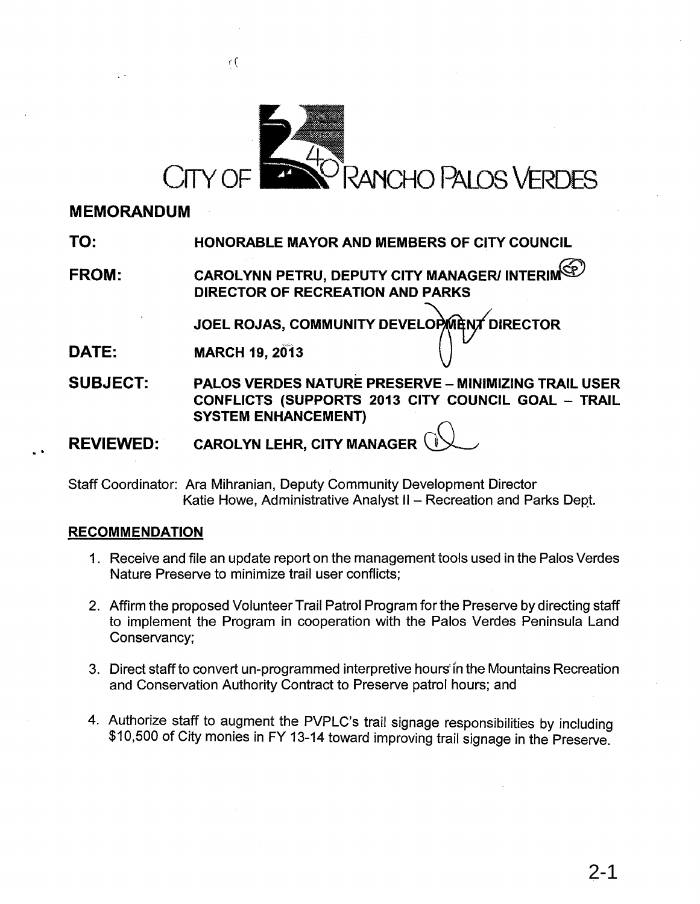CITY OF RANCHO PALOS VERDES

# MEMORANDUM

**TO:** HONORABLE MAYOR AND MEMBERS OF CITY COUNCIL

**FROM:** CAROLYNN PETRU, DEPUTY CITY MANAGER/ INTERIM DIRECTOR OF RECREATION AND PARKS

JOEL ROJAS, COMMUNITY DEVELOPMENT DIRECTOR

**DATE:** MARCH 19, 2013

**SUBJECT:** PALOS VERDES NATURE PRESERVE – MINIMIZING TRAIL USER CONFLICTS (SUPPORTS 2013 CITY COUNCIL GOAL – TRAIL SYSTEM ENHANCEMENT)

**REVIEWED:** CAROLYN LEHR, CITY MANAGER

Staff Coordinator: Ara Mihranian, Deputy Community Development Director
Katie Howe, Administrative Analyst II – Recreation and Parks Dept.

## RECOMMENDATION

1. Receive and file an update report on the management tools used in the Palos Verdes Nature Preserve to minimize trail user conflicts;

2. Affirm the proposed Volunteer Trail Patrol Program for the Preserve by directing staff to implement the Program in cooperation with the Palos Verdes Peninsula Land Conservancy;

3. Direct staff to convert un-programmed interpretive hours in the Mountains Recreation and Conservation Authority Contract to Preserve patrol hours; and

4. Authorize staff to augment the PVPLC's trail signage responsibilities by including $10,500 of City monies in FY 13-14 toward improving trail signage in the Preserve.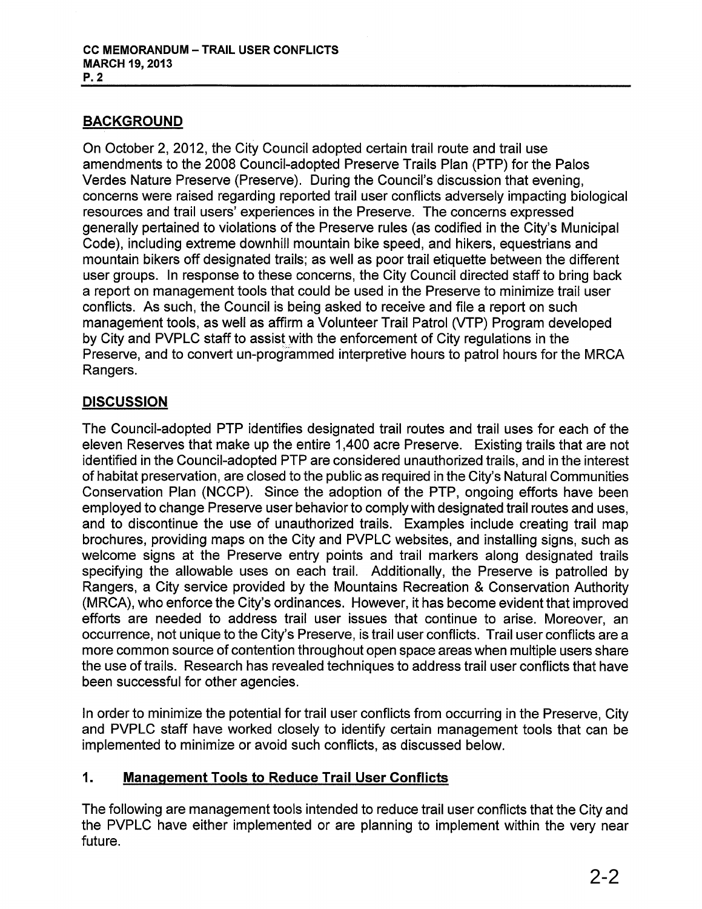## BACKGROUND

On October 2, 2012, the City Council adopted certain trail route and trail use amendments to the 2008 Council-adopted Preserve Trails Plan (PTP) for the Palos Verdes Nature Preserve (Preserve). During the Council's discussion that evening, concerns were raised regarding reported trail user conflicts adversely impacting biological resources and trail users' experiences in the Preserve. The concerns expressed generally pertained to violations of the Preserve rules (as codified in the City's Municipal Code), including extreme downhill mountain bike speed, and hikers, equestrians and mountain bikers off designated trails; as well as poor trail etiquette between the different user groups. In response to these concerns, the City Council directed staff to bring back a report on management tools that could be used in the Preserve to minimize trail user conflicts. As such, the Council is being asked to receive and file a report on such management tools, as well as affirm a Volunteer Trail Patrol (VTP) Program developed by City and PVPLC staff to assist with the enforcement of City regulations in the Preserve, and to convert un-programmed interpretive hours to patrol hours for the MRCA Rangers.

## DISCUSSION

The Council-adopted PTP identifies designated trail routes and trail uses for each of the eleven Reserves that make up the entire 1,400 acre Preserve. Existing trails that are not identified in the Council-adopted PTP are considered unauthorized trails, and in the interest of habitat preservation, are closed to the public as required in the City's Natural Communities Conservation Plan (NCCP). Since the adoption of the PTP, ongoing efforts have been employed to change Preserve user behavior to comply with designated trail routes and uses, and to discontinue the use of unauthorized trails. Examples include creating trail map brochures, providing maps on the City and PVPLC websites, and installing signs, such as welcome signs at the Preserve entry points and trail markers along designated trails specifying the allowable uses on each trail. Additionally, the Preserve is patrolled by Rangers, a City service provided by the Mountains Recreation & Conservation Authority (MRCA), who enforce the City's ordinances. However, it has become evident that improved efforts are needed to address trail user issues that continue to arise. Moreover, an occurrence, not unique to the City's Preserve, is trail user conflicts. Trail user conflicts are a more common source of contention throughout open space areas when multiple users share the use of trails. Research has revealed techniques to address trail user conflicts that have been successful for other agencies.

In order to minimize the potential for trail user conflicts from occurring in the Preserve, City and PVPLC staff have worked closely to identify certain management tools that can be implemented to minimize or avoid such conflicts, as discussed below.

### 1. Management Tools to Reduce Trail User Conflicts

The following are management tools intended to reduce trail user conflicts that the City and the PVPLC have either implemented or are planning to implement within the very near future.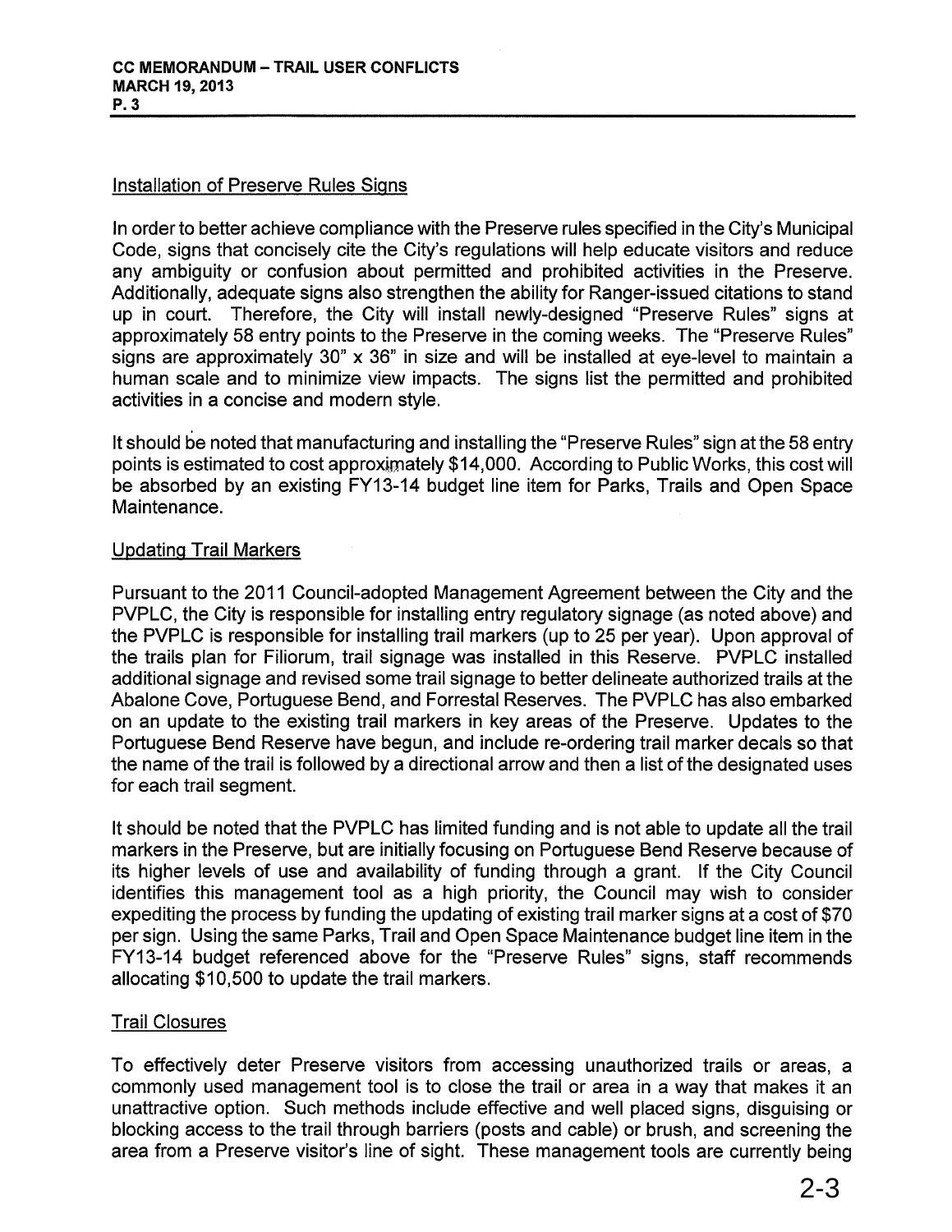## Installation of Preserve Rules Signs

In order to better achieve compliance with the Preserve rules specified in the City's Municipal Code, signs that concisely cite the City's regulations will help educate visitors and reduce any ambiguity or confusion about permitted and prohibited activities in the Preserve. Additionally, adequate signs also strengthen the ability for Ranger-issued citations to stand up in court. Therefore, the City will install newly-designed "Preserve Rules" signs at approximately 58 entry points to the Preserve in the coming weeks. The "Preserve Rules" signs are approximately 30" x 36" in size and will be installed at eye-level to maintain a human scale and to minimize view impacts. The signs list the permitted and prohibited activities in a concise and modern style.

It should be noted that manufacturing and installing the "Preserve Rules" sign at the 58 entry points is estimated to cost approximately $14,000. According to Public Works, this cost will be absorbed by an existing FY13-14 budget line item for Parks, Trails and Open Space Maintenance.

## Updating Trail Markers

Pursuant to the 2011 Council-adopted Management Agreement between the City and the PVPLC, the City is responsible for installing entry regulatory signage (as noted above) and the PVPLC is responsible for installing trail markers (up to 25 per year). Upon approval of the trails plan for Filiorum, trail signage was installed in this Reserve. PVPLC installed additional signage and revised some trail signage to better delineate authorized trails at the Abalone Cove, Portuguese Bend, and Forrestal Reserves. The PVPLC has also embarked on an update to the existing trail markers in key areas of the Preserve. Updates to the Portuguese Bend Reserve have begun, and include re-ordering trail marker decals so that the name of the trail is followed by a directional arrow and then a list of the designated uses for each trail segment.

It should be noted that the PVPLC has limited funding and is not able to update all the trail markers in the Preserve, but are initially focusing on Portuguese Bend Reserve because of its higher levels of use and availability of funding through a grant. If the City Council identifies this management tool as a high priority, the Council may wish to consider expediting the process by funding the updating of existing trail marker signs at a cost of $70 per sign. Using the same Parks, Trail and Open Space Maintenance budget line item in the FY13-14 budget referenced above for the "Preserve Rules" signs, staff recommends allocating $10,500 to update the trail markers.

## Trail Closures

To effectively deter Preserve visitors from accessing unauthorized trails or areas, a commonly used management tool is to close the trail or area in a way that makes it an unattractive option. Such methods include effective and well placed signs, disguising or blocking access to the trail through barriers (posts and cable) or brush, and screening the area from a Preserve visitor's line of sight. These management tools are currently being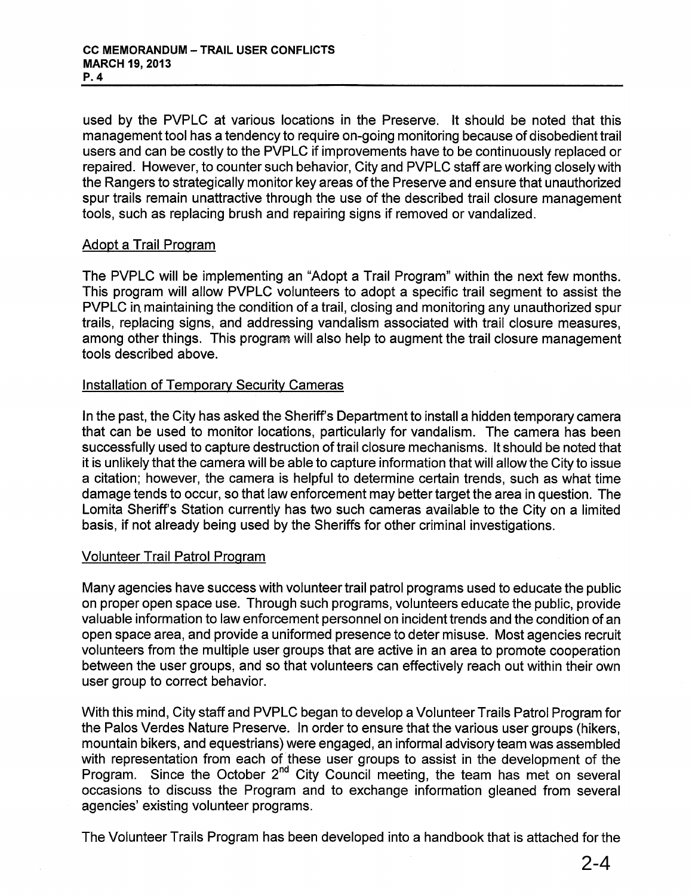used by the PVPLC at various locations in the Preserve. It should be noted that this management tool has a tendency to require on-going monitoring because of disobedient trail users and can be costly to the PVPLC if improvements have to be continuously replaced or repaired. However, to counter such behavior, City and PVPLC staff are working closely with the Rangers to strategically monitor key areas of the Preserve and ensure that unauthorized spur trails remain unattractive through the use of the described trail closure management tools, such as replacing brush and repairing signs if removed or vandalized.

## Adopt a Trail Program

The PVPLC will be implementing an "Adopt a Trail Program" within the next few months. This program will allow PVPLC volunteers to adopt a specific trail segment to assist the PVPLC in maintaining the condition of a trail, closing and monitoring any unauthorized spur trails, replacing signs, and addressing vandalism associated with trail closure measures, among other things. This program will also help to augment the trail closure management tools described above.

## Installation of Temporary Security Cameras

In the past, the City has asked the Sheriff's Department to install a hidden temporary camera that can be used to monitor locations, particularly for vandalism. The camera has been successfully used to capture destruction of trail closure mechanisms. It should be noted that it is unlikely that the camera will be able to capture information that will allow the City to issue a citation; however, the camera is helpful to determine certain trends, such as what time damage tends to occur, so that law enforcement may better target the area in question. The Lomita Sheriff's Station currently has two such cameras available to the City on a limited basis, if not already being used by the Sheriffs for other criminal investigations.

## Volunteer Trail Patrol Program

Many agencies have success with volunteer trail patrol programs used to educate the public on proper open space use. Through such programs, volunteers educate the public, provide valuable information to law enforcement personnel on incident trends and the condition of an open space area, and provide a uniformed presence to deter misuse. Most agencies recruit volunteers from the multiple user groups that are active in an area to promote cooperation between the user groups, and so that volunteers can effectively reach out within their own user group to correct behavior.

With this mind, City staff and PVPLC began to develop a Volunteer Trails Patrol Program for the Palos Verdes Nature Preserve. In order to ensure that the various user groups (hikers, mountain bikers, and equestrians) were engaged, an informal advisory team was assembled with representation from each of these user groups to assist in the development of the Program. Since the October 2nd City Council meeting, the team has met on several occasions to discuss the Program and to exchange information gleaned from several agencies' existing volunteer programs.

The Volunteer Trails Program has been developed into a handbook that is attached for the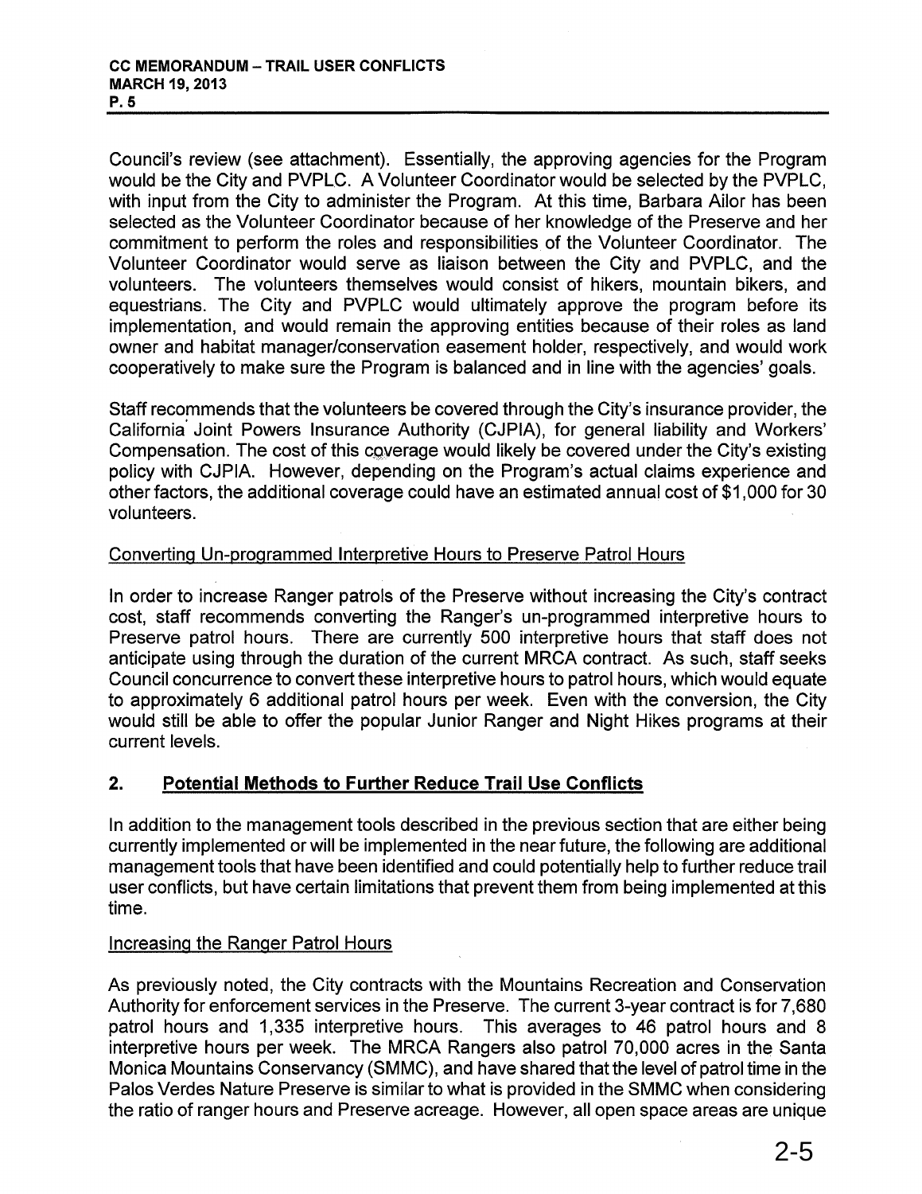Council's review (see attachment). Essentially, the approving agencies for the Program would be the City and PVPLC. A Volunteer Coordinator would be selected by the PVPLC, with input from the City to administer the Program. At this time, Barbara Ailor has been selected as the Volunteer Coordinator because of her knowledge of the Preserve and her commitment to perform the roles and responsibilities of the Volunteer Coordinator. The Volunteer Coordinator would serve as liaison between the City and PVPLC, and the volunteers. The volunteers themselves would consist of hikers, mountain bikers, and equestrians. The City and PVPLC would ultimately approve the program before its implementation, and would remain the approving entities because of their roles as land owner and habitat manager/conservation easement holder, respectively, and would work cooperatively to make sure the Program is balanced and in line with the agencies' goals.

Staff recommends that the volunteers be covered through the City's insurance provider, the California Joint Powers Insurance Authority (CJPIA), for general liability and Workers' Compensation. The cost of this coverage would likely be covered under the City's existing policy with CJPIA. However, depending on the Program's actual claims experience and other factors, the additional coverage could have an estimated annual cost of $1,000 for 30 volunteers.

Converting Un-programmed Interpretive Hours to Preserve Patrol Hours

In order to increase Ranger patrols of the Preserve without increasing the City's contract cost, staff recommends converting the Ranger's un-programmed interpretive hours to Preserve patrol hours. There are currently 500 interpretive hours that staff does not anticipate using through the duration of the current MRCA contract. As such, staff seeks Council concurrence to convert these interpretive hours to patrol hours, which would equate to approximately 6 additional patrol hours per week. Even with the conversion, the City would still be able to offer the popular Junior Ranger and Night Hikes programs at their current levels.

## 2. Potential Methods to Further Reduce Trail Use Conflicts

In addition to the management tools described in the previous section that are either being currently implemented or will be implemented in the near future, the following are additional management tools that have been identified and could potentially help to further reduce trail user conflicts, but have certain limitations that prevent them from being implemented at this time.

Increasing the Ranger Patrol Hours

As previously noted, the City contracts with the Mountains Recreation and Conservation Authority for enforcement services in the Preserve. The current 3-year contract is for 7,680 patrol hours and 1,335 interpretive hours. This averages to 46 patrol hours and 8 interpretive hours per week. The MRCA Rangers also patrol 70,000 acres in the Santa Monica Mountains Conservancy (SMMC), and have shared that the level of patrol time in the Palos Verdes Nature Preserve is similar to what is provided in the SMMC when considering the ratio of ranger hours and Preserve acreage. However, all open space areas are unique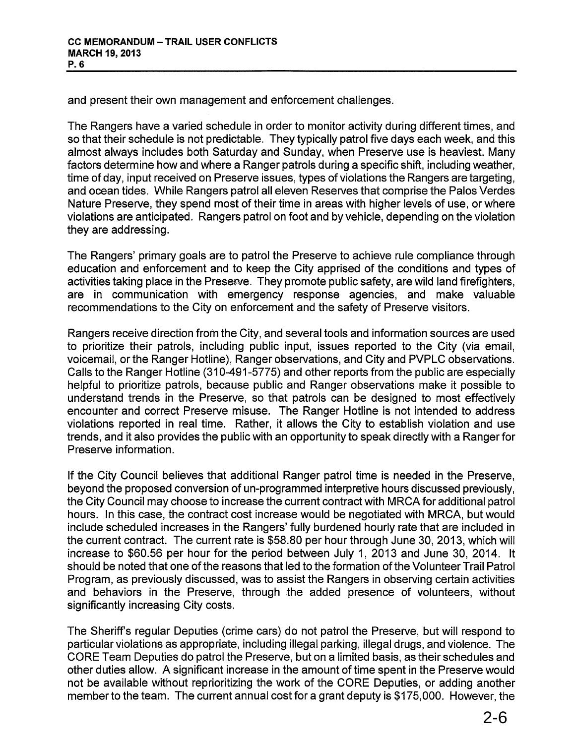and present their own management and enforcement challenges.

The Rangers have a varied schedule in order to monitor activity during different times, and so that their schedule is not predictable. They typically patrol five days each week, and this almost always includes both Saturday and Sunday, when Preserve use is heaviest. Many factors determine how and where a Ranger patrols during a specific shift, including weather, time of day, input received on Preserve issues, types of violations the Rangers are targeting, and ocean tides. While Rangers patrol all eleven Reserves that comprise the Palos Verdes Nature Preserve, they spend most of their time in areas with higher levels of use, or where violations are anticipated. Rangers patrol on foot and by vehicle, depending on the violation they are addressing.

The Rangers' primary goals are to patrol the Preserve to achieve rule compliance through education and enforcement and to keep the City apprised of the conditions and types of activities taking place in the Preserve. They promote public safety, are wild land firefighters, are in communication with emergency response agencies, and make valuable recommendations to the City on enforcement and the safety of Preserve visitors.

Rangers receive direction from the City, and several tools and information sources are used to prioritize their patrols, including public input, issues reported to the City (via email, voicemail, or the Ranger Hotline), Ranger observations, and City and PVPLC observations. Calls to the Ranger Hotline (310-491-5775) and other reports from the public are especially helpful to prioritize patrols, because public and Ranger observations make it possible to understand trends in the Preserve, so that patrols can be designed to most effectively encounter and correct Preserve misuse. The Ranger Hotline is not intended to address violations reported in real time. Rather, it allows the City to establish violation and use trends, and it also provides the public with an opportunity to speak directly with a Ranger for Preserve information.

If the City Council believes that additional Ranger patrol time is needed in the Preserve, beyond the proposed conversion of un-programmed interpretive hours discussed previously, the City Council may choose to increase the current contract with MRCA for additional patrol hours. In this case, the contract cost increase would be negotiated with MRCA, but would include scheduled increases in the Rangers' fully burdened hourly rate that are included in the current contract. The current rate is $58.80 per hour through June 30, 2013, which will increase to $60.56 per hour for the period between July 1, 2013 and June 30, 2014. It should be noted that one of the reasons that led to the formation of the Volunteer Trail Patrol Program, as previously discussed, was to assist the Rangers in observing certain activities and behaviors in the Preserve, through the added presence of volunteers, without significantly increasing City costs.

The Sheriff's regular Deputies (crime cars) do not patrol the Preserve, but will respond to particular violations as appropriate, including illegal parking, illegal drugs, and violence. The CORE Team Deputies do patrol the Preserve, but on a limited basis, as their schedules and other duties allow. A significant increase in the amount of time spent in the Preserve would not be available without reprioritizing the work of the CORE Deputies, or adding another member to the team. The current annual cost for a grant deputy is $175,000. However, the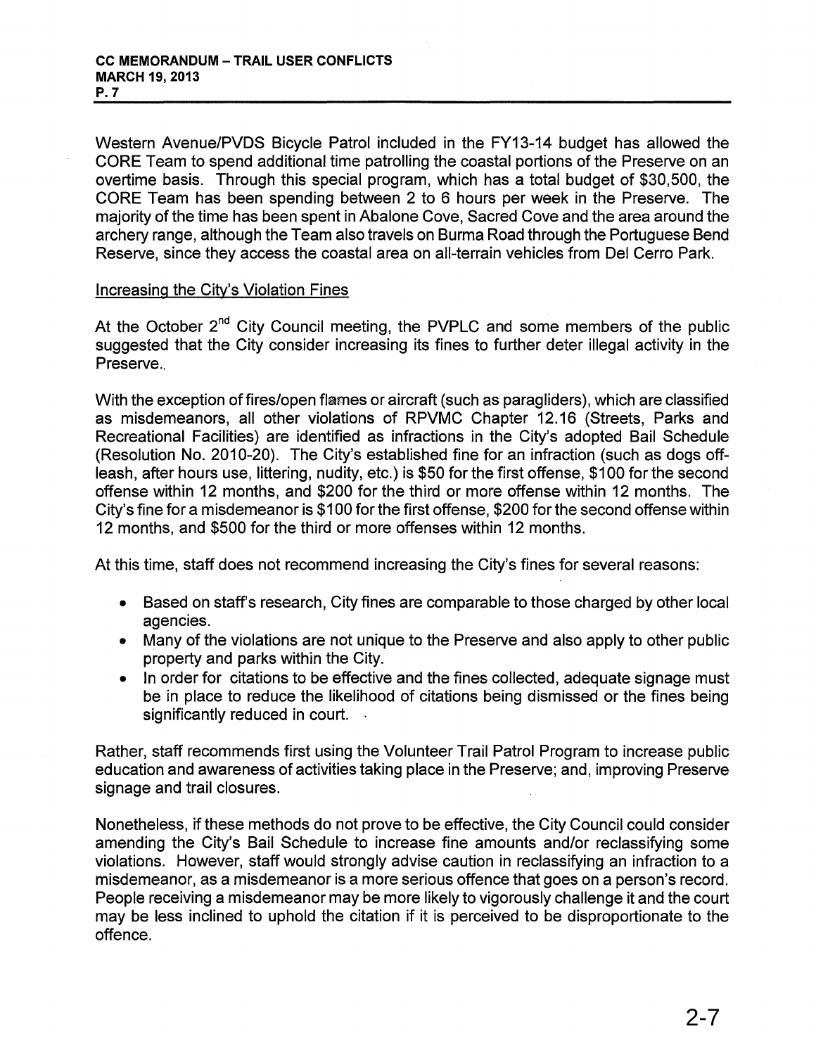Western Avenue/PVDS Bicycle Patrol included in the FY13-14 budget has allowed the CORE Team to spend additional time patrolling the coastal portions of the Preserve on an overtime basis. Through this special program, which has a total budget of $30,500, the CORE Team has been spending between 2 to 6 hours per week in the Preserve. The majority of the time has been spent in Abalone Cove, Sacred Cove and the area around the archery range, although the Team also travels on Burma Road through the Portuguese Bend Reserve, since they access the coastal area on all-terrain vehicles from Del Cerro Park.

Increasing the City's Violation Fines

At the October 2nd City Council meeting, the PVPLC and some members of the public suggested that the City consider increasing its fines to further deter illegal activity in the Preserve..

With the exception of fires/open flames or aircraft (such as paragliders), which are classified as misdemeanors, all other violations of RPVMC Chapter 12.16 (Streets, Parks and Recreational Facilities) are identified as infractions in the City's adopted Bail Schedule (Resolution No. 2010-20). The City's established fine for an infraction (such as dogs off-leash, after hours use, littering, nudity, etc.) is $50 for the first offense, $100 for the second offense within 12 months, and $200 for the third or more offense within 12 months. The City's fine for a misdemeanor is $100 for the first offense, $200 for the second offense within 12 months, and $500 for the third or more offenses within 12 months.

At this time, staff does not recommend increasing the City's fines for several reasons:

- Based on staff's research, City fines are comparable to those charged by other local agencies.
- Many of the violations are not unique to the Preserve and also apply to other public property and parks within the City.
- In order for citations to be effective and the fines collected, adequate signage must be in place to reduce the likelihood of citations being dismissed or the fines being significantly reduced in court.

Rather, staff recommends first using the Volunteer Trail Patrol Program to increase public education and awareness of activities taking place in the Preserve; and, improving Preserve signage and trail closures.

Nonetheless, if these methods do not prove to be effective, the City Council could consider amending the City's Bail Schedule to increase fine amounts and/or reclassifying some violations. However, staff would strongly advise caution in reclassifying an infraction to a misdemeanor, as a misdemeanor is a more serious offence that goes on a person's record. People receiving a misdemeanor may be more likely to vigorously challenge it and the court may be less inclined to uphold the citation if it is perceived to be disproportionate to the offence.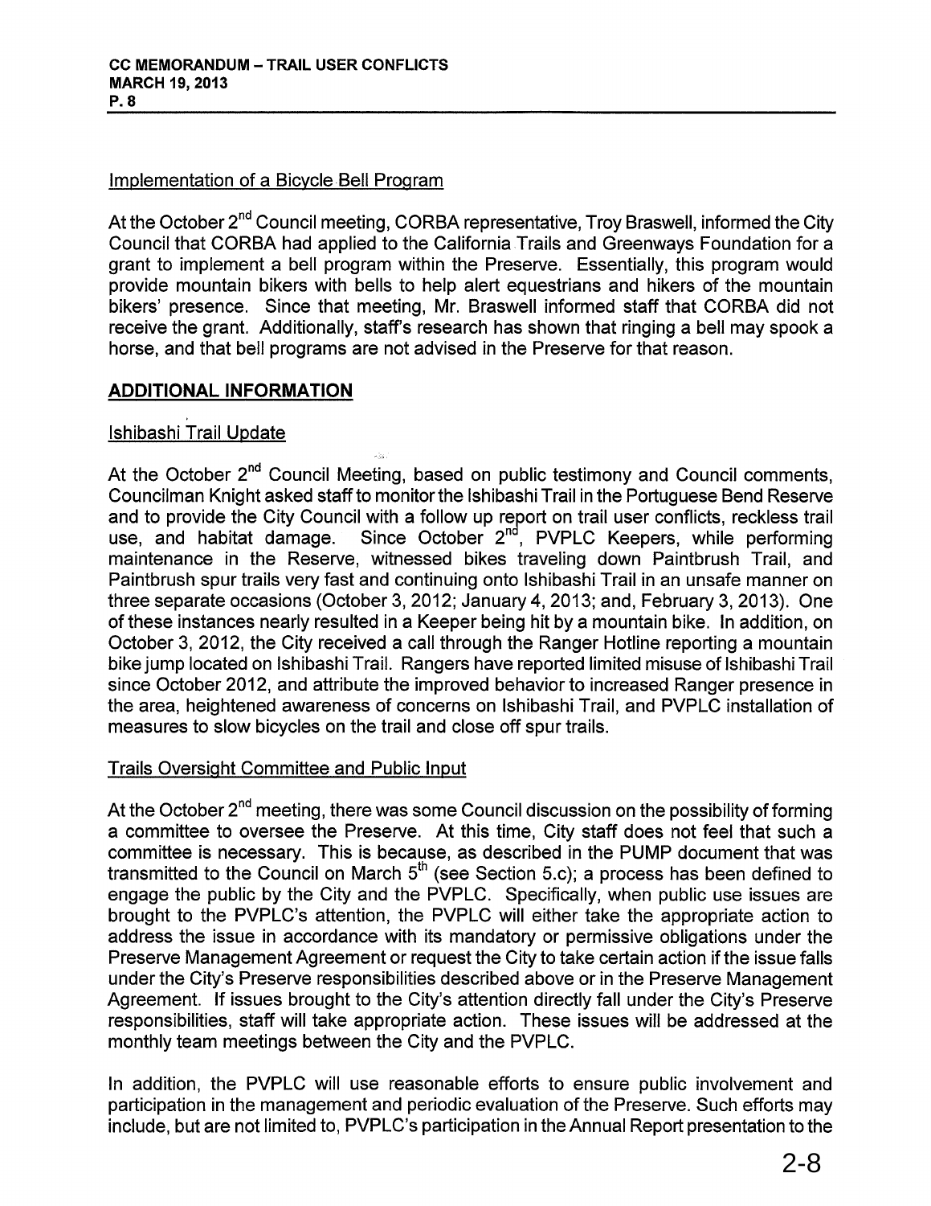Implementation of a Bicycle Bell Program

At the October 2nd Council meeting, CORBA representative, Troy Braswell, informed the City Council that CORBA had applied to the California Trails and Greenways Foundation for a grant to implement a bell program within the Preserve. Essentially, this program would provide mountain bikers with bells to help alert equestrians and hikers of the mountain bikers' presence. Since that meeting, Mr. Braswell informed staff that CORBA did not receive the grant. Additionally, staff's research has shown that ringing a bell may spook a horse, and that bell programs are not advised in the Preserve for that reason.

## ADDITIONAL INFORMATION

Ishibashi Trail Update

At the October 2nd Council Meeting, based on public testimony and Council comments, Councilman Knight asked staff to monitor the Ishibashi Trail in the Portuguese Bend Reserve and to provide the City Council with a follow up report on trail user conflicts, reckless trail use, and habitat damage. Since October 2nd, PVPLC Keepers, while performing maintenance in the Reserve, witnessed bikes traveling down Paintbrush Trail, and Paintbrush spur trails very fast and continuing onto Ishibashi Trail in an unsafe manner on three separate occasions (October 3, 2012; January 4, 2013; and, February 3, 2013). One of these instances nearly resulted in a Keeper being hit by a mountain bike. In addition, on October 3, 2012, the City received a call through the Ranger Hotline reporting a mountain bike jump located on Ishibashi Trail. Rangers have reported limited misuse of Ishibashi Trail since October 2012, and attribute the improved behavior to increased Ranger presence in the area, heightened awareness of concerns on Ishibashi Trail, and PVPLC installation of measures to slow bicycles on the trail and close off spur trails.

Trails Oversight Committee and Public Input

At the October 2nd meeting, there was some Council discussion on the possibility of forming a committee to oversee the Preserve. At this time, City staff does not feel that such a committee is necessary. This is because, as described in the PUMP document that was transmitted to the Council on March 5th (see Section 5.c); a process has been defined to engage the public by the City and the PVPLC. Specifically, when public use issues are brought to the PVPLC's attention, the PVPLC will either take the appropriate action to address the issue in accordance with its mandatory or permissive obligations under the Preserve Management Agreement or request the City to take certain action if the issue falls under the City's Preserve responsibilities described above or in the Preserve Management Agreement. If issues brought to the City's attention directly fall under the City's Preserve responsibilities, staff will take appropriate action. These issues will be addressed at the monthly team meetings between the City and the PVPLC.

In addition, the PVPLC will use reasonable efforts to ensure public involvement and participation in the management and periodic evaluation of the Preserve. Such efforts may include, but are not limited to, PVPLC's participation in the Annual Report presentation to the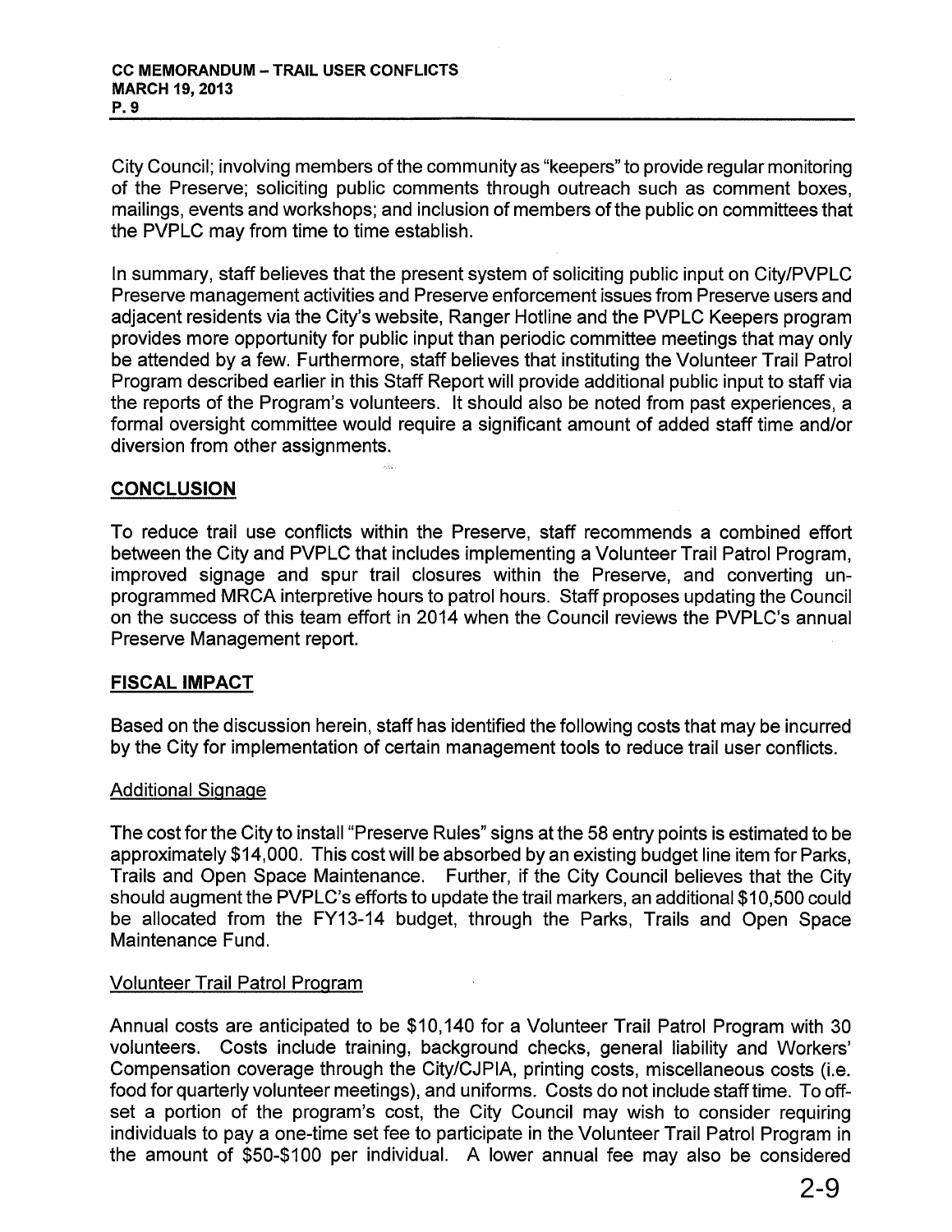City Council; involving members of the community as "keepers" to provide regular monitoring of the Preserve; soliciting public comments through outreach such as comment boxes, mailings, events and workshops; and inclusion of members of the public on committees that the PVPLC may from time to time establish.

In summary, staff believes that the present system of soliciting public input on City/PVPLC Preserve management activities and Preserve enforcement issues from Preserve users and adjacent residents via the City's website, Ranger Hotline and the PVPLC Keepers program provides more opportunity for public input than periodic committee meetings that may only be attended by a few. Furthermore, staff believes that instituting the Volunteer Trail Patrol Program described earlier in this Staff Report will provide additional public input to staff via the reports of the Program's volunteers. It should also be noted from past experiences, a formal oversight committee would require a significant amount of added staff time and/or diversion from other assignments.

## CONCLUSION

To reduce trail use conflicts within the Preserve, staff recommends a combined effort between the City and PVPLC that includes implementing a Volunteer Trail Patrol Program, improved signage and spur trail closures within the Preserve, and converting un-programmed MRCA interpretive hours to patrol hours. Staff proposes updating the Council on the success of this team effort in 2014 when the Council reviews the PVPLC's annual Preserve Management report.

## FISCAL IMPACT

Based on the discussion herein, staff has identified the following costs that may be incurred by the City for implementation of certain management tools to reduce trail user conflicts.

### Additional Signage

The cost for the City to install "Preserve Rules" signs at the 58 entry points is estimated to be approximately $14,000. This cost will be absorbed by an existing budget line item for Parks, Trails and Open Space Maintenance. Further, if the City Council believes that the City should augment the PVPLC's efforts to update the trail markers, an additional $10,500 could be allocated from the FY13-14 budget, through the Parks, Trails and Open Space Maintenance Fund.

### Volunteer Trail Patrol Program

Annual costs are anticipated to be $10,140 for a Volunteer Trail Patrol Program with 30 volunteers. Costs include training, background checks, general liability and Workers' Compensation coverage through the City/CJPIA, printing costs, miscellaneous costs (i.e. food for quarterly volunteer meetings), and uniforms. Costs do not include staff time. To off-set a portion of the program's cost, the City Council may wish to consider requiring individuals to pay a one-time set fee to participate in the Volunteer Trail Patrol Program in the amount of $50-$100 per individual. A lower annual fee may also be considered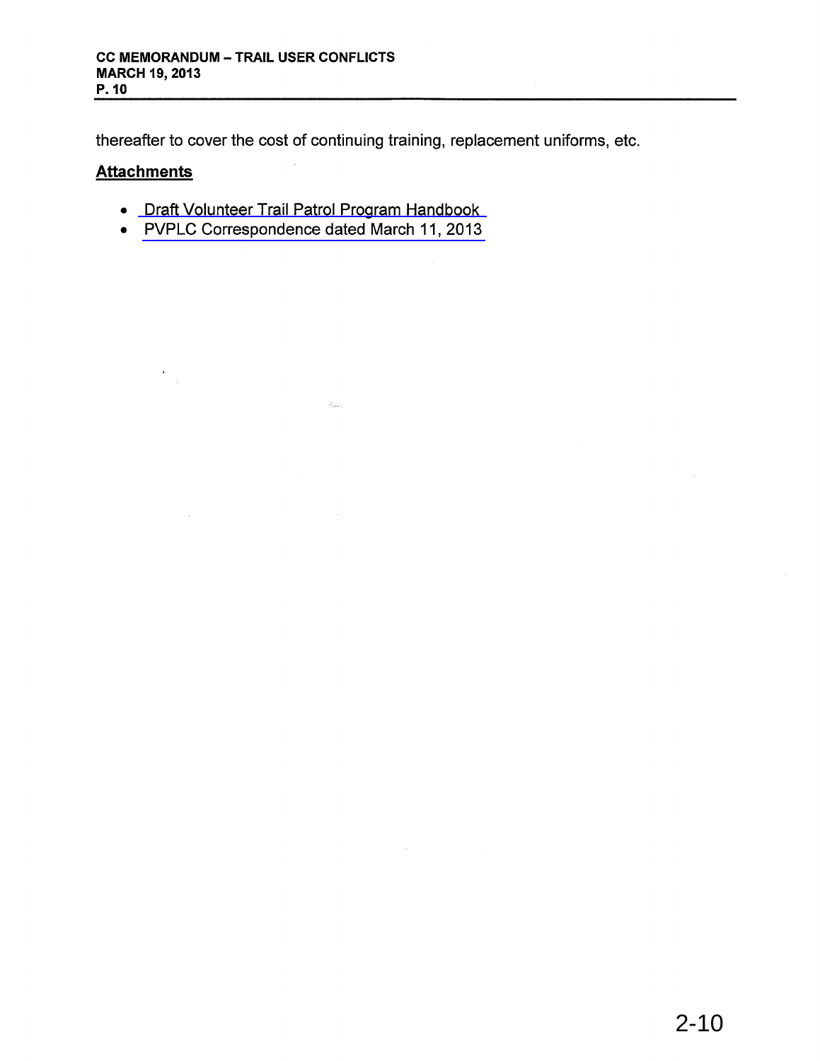thereafter to cover the cost of continuing training, replacement uniforms, etc.

**Attachments**

- Draft Volunteer Trail Patrol Program Handbook
- PVPLC Correspondence dated March 11, 2013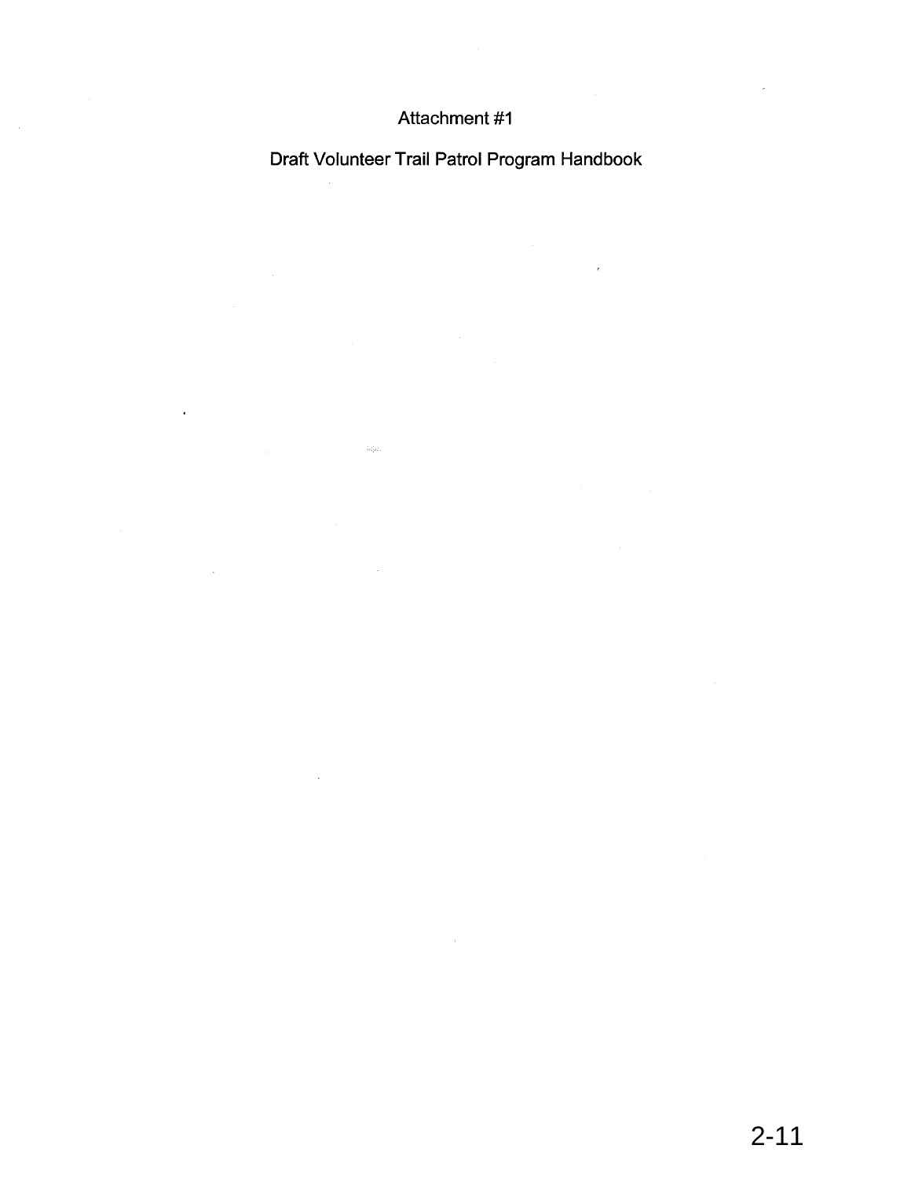Attachment #1

Draft Volunteer Trail Patrol Program Handbook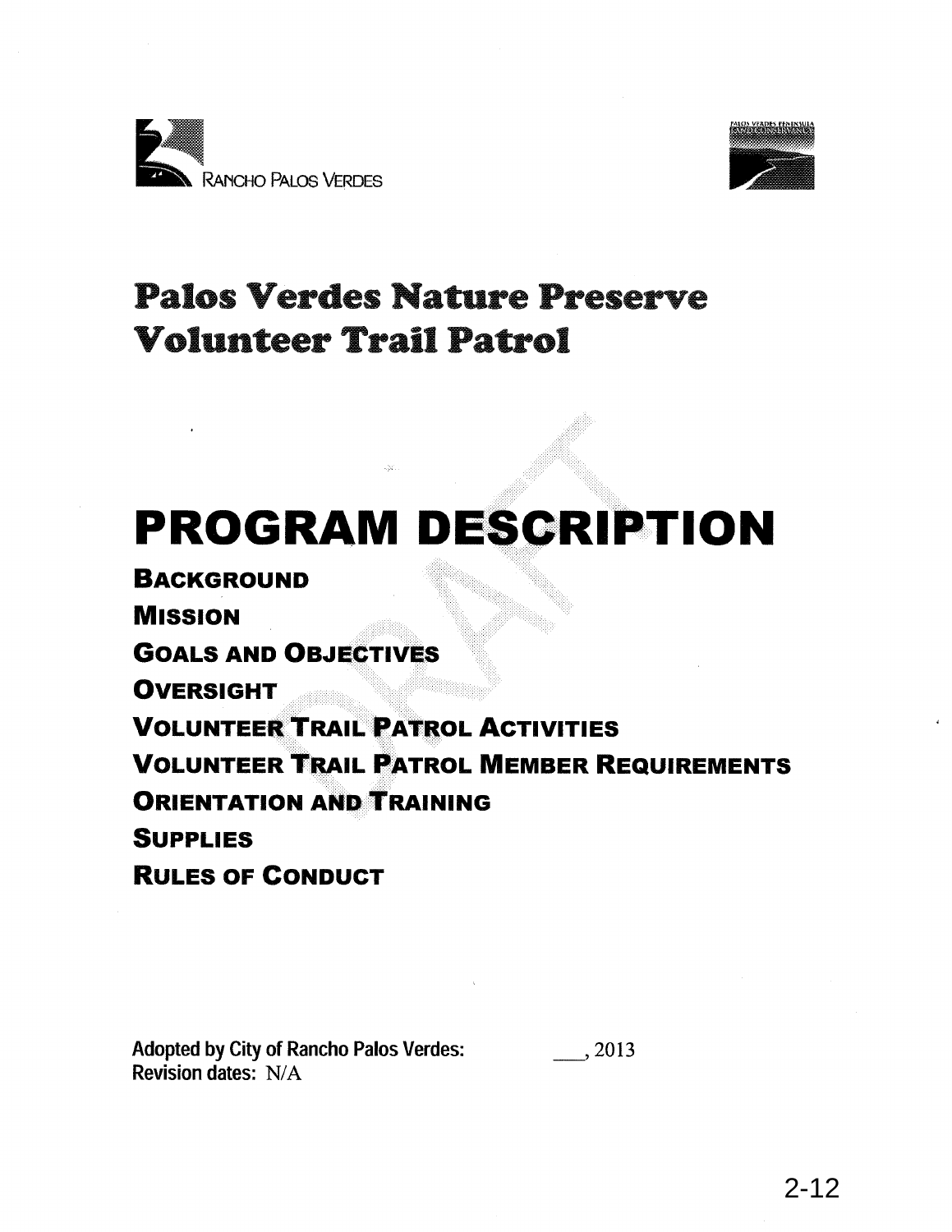RANCHO PALOS VERDES

PALOS VERDES PENINSULA LAND CONSERVANCY

# Palos Verdes Nature Preserve Volunteer Trail Patrol

# PROGRAM DESCRIPTION

**BACKGROUND**

**MISSION**

**GOALS AND OBJECTIVES**

**OVERSIGHT**

**VOLUNTEER TRAIL PATROL ACTIVITIES**

**VOLUNTEER TRAIL PATROL MEMBER REQUIREMENTS**

**ORIENTATION AND TRAINING**

**SUPPLIES**

**RULES OF CONDUCT**

**Adopted by City of Rancho Palos Verdes:** ___, 2013

**Revision dates:** N/A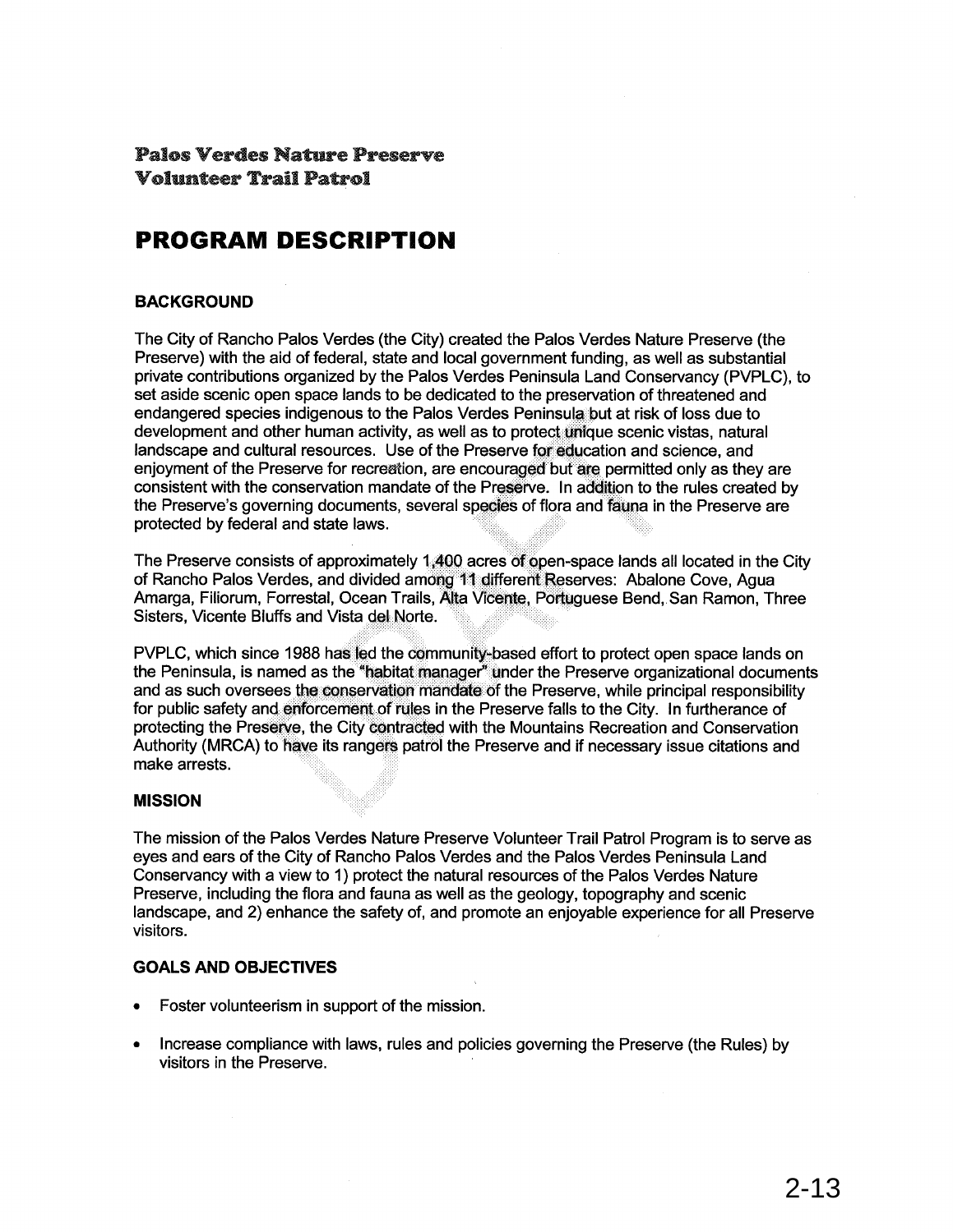**Palos Verdes Nature Preserve**
**Volunteer Trail Patrol**

# PROGRAM DESCRIPTION

### BACKGROUND

The City of Rancho Palos Verdes (the City) created the Palos Verdes Nature Preserve (the Preserve) with the aid of federal, state and local government funding, as well as substantial private contributions organized by the Palos Verdes Peninsula Land Conservancy (PVPLC), to set aside scenic open space lands to be dedicated to the preservation of threatened and endangered species indigenous to the Palos Verdes Peninsula but at risk of loss due to development and other human activity, as well as to protect unique scenic vistas, natural landscape and cultural resources. Use of the Preserve for education and science, and enjoyment of the Preserve for recreation, are encouraged but are permitted only as they are consistent with the conservation mandate of the Preserve. In addition to the rules created by the Preserve's governing documents, several species of flora and fauna in the Preserve are protected by federal and state laws.

The Preserve consists of approximately 1,400 acres of open-space lands all located in the City of Rancho Palos Verdes, and divided among 11 different Reserves: Abalone Cove, Agua Amarga, Filiorum, Forrestal, Ocean Trails, Alta Vicente, Portuguese Bend, San Ramon, Three Sisters, Vicente Bluffs and Vista del Norte.

PVPLC, which since 1988 has led the community-based effort to protect open space lands on the Peninsula, is named as the "habitat manager" under the Preserve organizational documents and as such oversees the conservation mandate of the Preserve, while principal responsibility for public safety and enforcement of rules in the Preserve falls to the City. In furtherance of protecting the Preserve, the City contracted with the Mountains Recreation and Conservation Authority (MRCA) to have its rangers patrol the Preserve and if necessary issue citations and make arrests.

### MISSION

The mission of the Palos Verdes Nature Preserve Volunteer Trail Patrol Program is to serve as eyes and ears of the City of Rancho Palos Verdes and the Palos Verdes Peninsula Land Conservancy with a view to 1) protect the natural resources of the Palos Verdes Nature Preserve, including the flora and fauna as well as the geology, topography and scenic landscape, and 2) enhance the safety of, and promote an enjoyable experience for all Preserve visitors.

### GOALS AND OBJECTIVES

- Foster volunteerism in support of the mission.
- Increase compliance with laws, rules and policies governing the Preserve (the Rules) by visitors in the Preserve.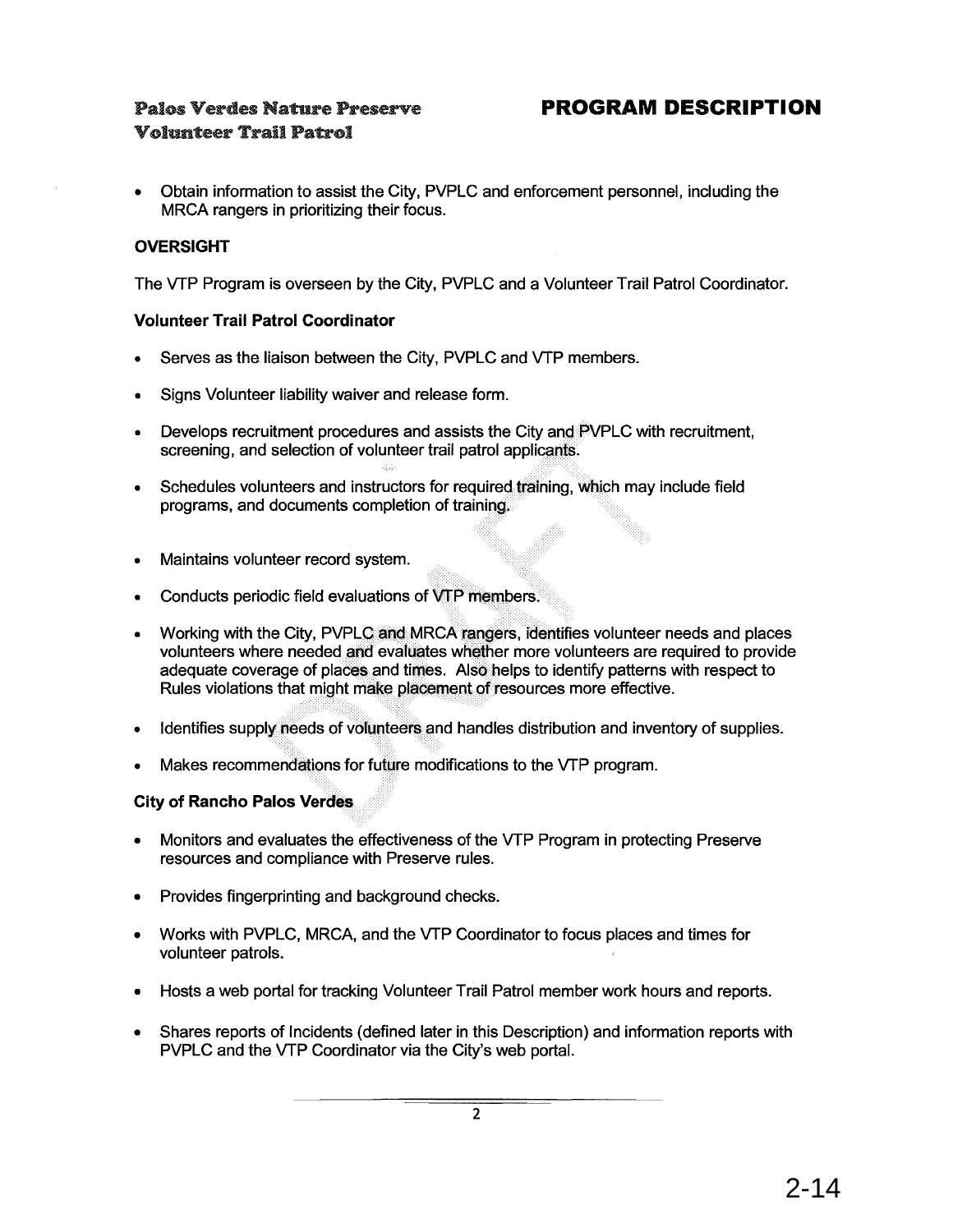- Obtain information to assist the City, PVPLC and enforcement personnel, including the MRCA rangers in prioritizing their focus.

**OVERSIGHT**

The VTP Program is overseen by the City, PVPLC and a Volunteer Trail Patrol Coordinator.

**Volunteer Trail Patrol Coordinator**

- Serves as the liaison between the City, PVPLC and VTP members.
- Signs Volunteer liability waiver and release form.
- Develops recruitment procedures and assists the City and PVPLC with recruitment, screening, and selection of volunteer trail patrol applicants.
- Schedules volunteers and instructors for required training, which may include field programs, and documents completion of training.
- Maintains volunteer record system.
- Conducts periodic field evaluations of VTP members.
- Working with the City, PVPLC and MRCA rangers, identifies volunteer needs and places volunteers where needed and evaluates whether more volunteers are required to provide adequate coverage of places and times. Also helps to identify patterns with respect to Rules violations that might make placement of resources more effective.
- Identifies supply needs of volunteers and handles distribution and inventory of supplies.
- Makes recommendations for future modifications to the VTP program.

**City of Rancho Palos Verdes**

- Monitors and evaluates the effectiveness of the VTP Program in protecting Preserve resources and compliance with Preserve rules.
- Provides fingerprinting and background checks.
- Works with PVPLC, MRCA, and the VTP Coordinator to focus places and times for volunteer patrols.
- Hosts a web portal for tracking Volunteer Trail Patrol member work hours and reports.
- Shares reports of Incidents (defined later in this Description) and information reports with PVPLC and the VTP Coordinator via the City's web portal.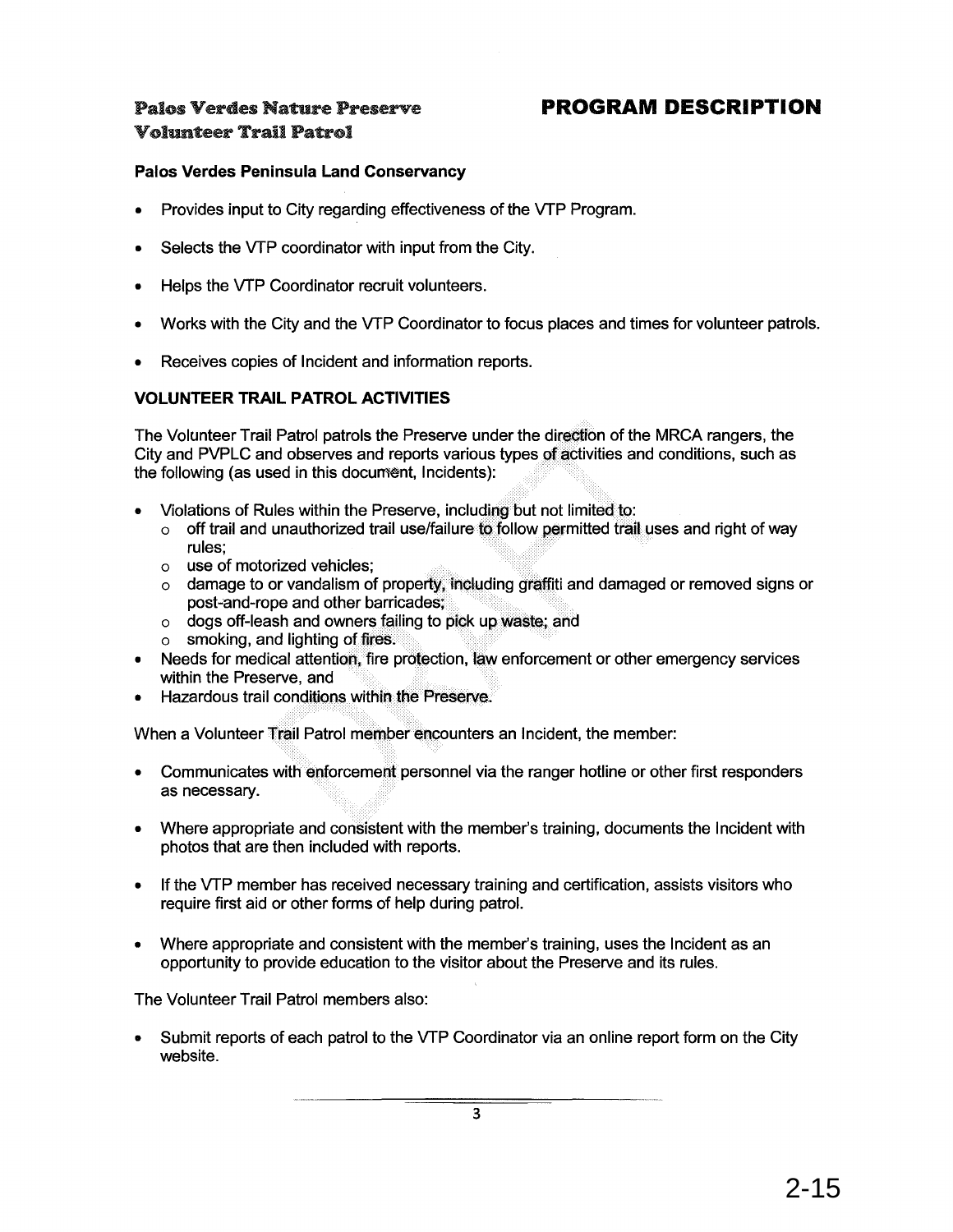**Palos Verdes Nature Preserve**
**Volunteer Trail Patrol**

# PROGRAM DESCRIPTION

**Palos Verdes Peninsula Land Conservancy**

- Provides input to City regarding effectiveness of the VTP Program.
- Selects the VTP coordinator with input from the City.
- Helps the VTP Coordinator recruit volunteers.
- Works with the City and the VTP Coordinator to focus places and times for volunteer patrols.
- Receives copies of Incident and information reports.

**VOLUNTEER TRAIL PATROL ACTIVITIES**

The Volunteer Trail Patrol patrols the Preserve under the direction of the MRCA rangers, the City and PVPLC and observes and reports various types of activities and conditions, such as the following (as used in this document, Incidents):

- Violations of Rules within the Preserve, including but not limited to:
  - off trail and unauthorized trail use/failure to follow permitted trail uses and right of way rules;
  - use of motorized vehicles;
  - damage to or vandalism of property, including graffiti and damaged or removed signs or post-and-rope and other barricades;
  - dogs off-leash and owners failing to pick up waste; and
  - smoking, and lighting of fires.
- Needs for medical attention, fire protection, law enforcement or other emergency services within the Preserve, and
- Hazardous trail conditions within the Preserve.

When a Volunteer Trail Patrol member encounters an Incident, the member:

- Communicates with enforcement personnel via the ranger hotline or other first responders as necessary.
- Where appropriate and consistent with the member's training, documents the Incident with photos that are then included with reports.
- If the VTP member has received necessary training and certification, assists visitors who require first aid or other forms of help during patrol.
- Where appropriate and consistent with the member's training, uses the Incident as an opportunity to provide education to the visitor about the Preserve and its rules.

The Volunteer Trail Patrol members also:

- Submit reports of each patrol to the VTP Coordinator via an online report form on the City website.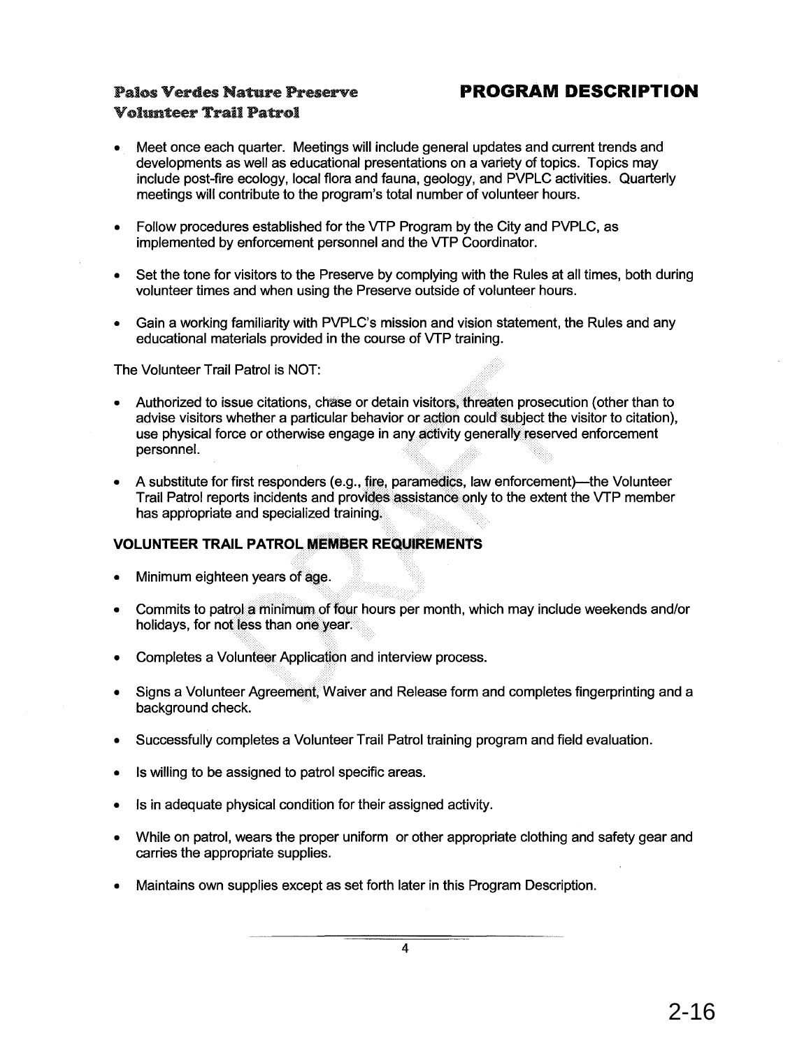**Palos Verdes Nature Preserve**
**Volunteer Trail Patrol**

## PROGRAM DESCRIPTION

- Meet once each quarter. Meetings will include general updates and current trends and developments as well as educational presentations on a variety of topics. Topics may include post-fire ecology, local flora and fauna, geology, and PVPLC activities. Quarterly meetings will contribute to the program's total number of volunteer hours.
- Follow procedures established for the VTP Program by the City and PVPLC, as implemented by enforcement personnel and the VTP Coordinator.
- Set the tone for visitors to the Preserve by complying with the Rules at all times, both during volunteer times and when using the Preserve outside of volunteer hours.
- Gain a working familiarity with PVPLC's mission and vision statement, the Rules and any educational materials provided in the course of VTP training.

The Volunteer Trail Patrol is NOT:

- Authorized to issue citations, chase or detain visitors, threaten prosecution (other than to advise visitors whether a particular behavior or action could subject the visitor to citation), use physical force or otherwise engage in any activity generally reserved enforcement personnel.
- A substitute for first responders (e.g., fire, paramedics, law enforcement)—the Volunteer Trail Patrol reports incidents and provides assistance only to the extent the VTP member has appropriate and specialized training.

### VOLUNTEER TRAIL PATROL MEMBER REQUIREMENTS

- Minimum eighteen years of age.
- Commits to patrol a minimum of four hours per month, which may include weekends and/or holidays, for not less than one year.
- Completes a Volunteer Application and interview process.
- Signs a Volunteer Agreement, Waiver and Release form and completes fingerprinting and a background check.
- Successfully completes a Volunteer Trail Patrol training program and field evaluation.
- Is willing to be assigned to patrol specific areas.
- Is in adequate physical condition for their assigned activity.
- While on patrol, wears the proper uniform or other appropriate clothing and safety gear and carries the appropriate supplies.
- Maintains own supplies except as set forth later in this Program Description.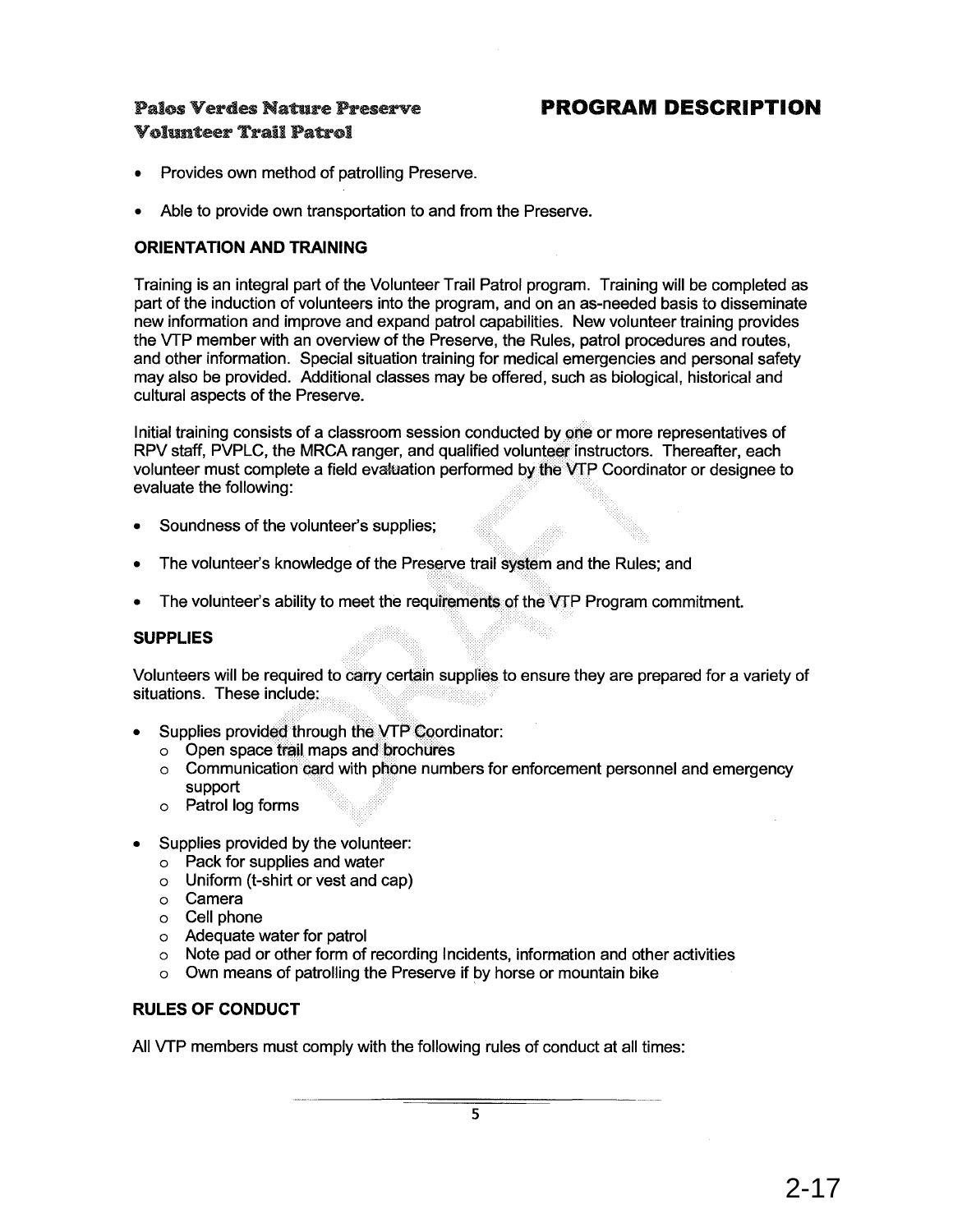**Palos Verdes Nature Preserve**
**Volunteer Trail Patrol**

## PROGRAM DESCRIPTION

- Provides own method of patrolling Preserve.
- Able to provide own transportation to and from the Preserve.

### ORIENTATION AND TRAINING

Training is an integral part of the Volunteer Trail Patrol program. Training will be completed as part of the induction of volunteers into the program, and on an as-needed basis to disseminate new information and improve and expand patrol capabilities. New volunteer training provides the VTP member with an overview of the Preserve, the Rules, patrol procedures and routes, and other information. Special situation training for medical emergencies and personal safety may also be provided. Additional classes may be offered, such as biological, historical and cultural aspects of the Preserve.

Initial training consists of a classroom session conducted by one or more representatives of RPV staff, PVPLC, the MRCA ranger, and qualified volunteer instructors. Thereafter, each volunteer must complete a field evaluation performed by the VTP Coordinator or designee to evaluate the following:

- Soundness of the volunteer's supplies;
- The volunteer's knowledge of the Preserve trail system and the Rules; and
- The volunteer's ability to meet the requirements of the VTP Program commitment.

### SUPPLIES

Volunteers will be required to carry certain supplies to ensure they are prepared for a variety of situations. These include:

- Supplies provided through the VTP Coordinator:
  - Open space trail maps and brochures
  - Communication card with phone numbers for enforcement personnel and emergency support
  - Patrol log forms
- Supplies provided by the volunteer:
  - Pack for supplies and water
  - Uniform (t-shirt or vest and cap)
  - Camera
  - Cell phone
  - Adequate water for patrol
  - Note pad or other form of recording Incidents, information and other activities
  - Own means of patrolling the Preserve if by horse or mountain bike

### RULES OF CONDUCT

All VTP members must comply with the following rules of conduct at all times: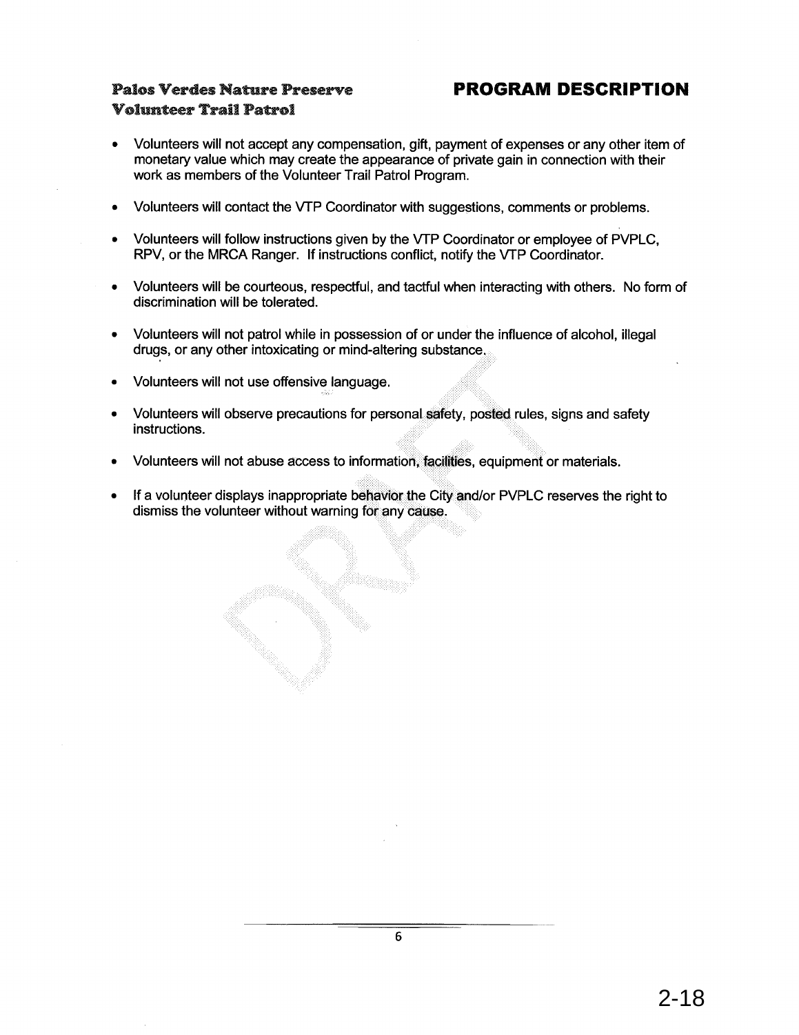**Palos Verdes Nature Preserve**
**Volunteer Trail Patrol**

## PROGRAM DESCRIPTION

- Volunteers will not accept any compensation, gift, payment of expenses or any other item of monetary value which may create the appearance of private gain in connection with their work as members of the Volunteer Trail Patrol Program.
- Volunteers will contact the VTP Coordinator with suggestions, comments or problems.
- Volunteers will follow instructions given by the VTP Coordinator or employee of PVPLC, RPV, or the MRCA Ranger. If instructions conflict, notify the VTP Coordinator.
- Volunteers will be courteous, respectful, and tactful when interacting with others. No form of discrimination will be tolerated.
- Volunteers will not patrol while in possession of or under the influence of alcohol, illegal drugs, or any other intoxicating or mind-altering substance.
- Volunteers will not use offensive language.
- Volunteers will observe precautions for personal safety, posted rules, signs and safety instructions.
- Volunteers will not abuse access to information, facilities, equipment or materials.
- If a volunteer displays inappropriate behavior the City and/or PVPLC reserves the right to dismiss the volunteer without warning for any cause.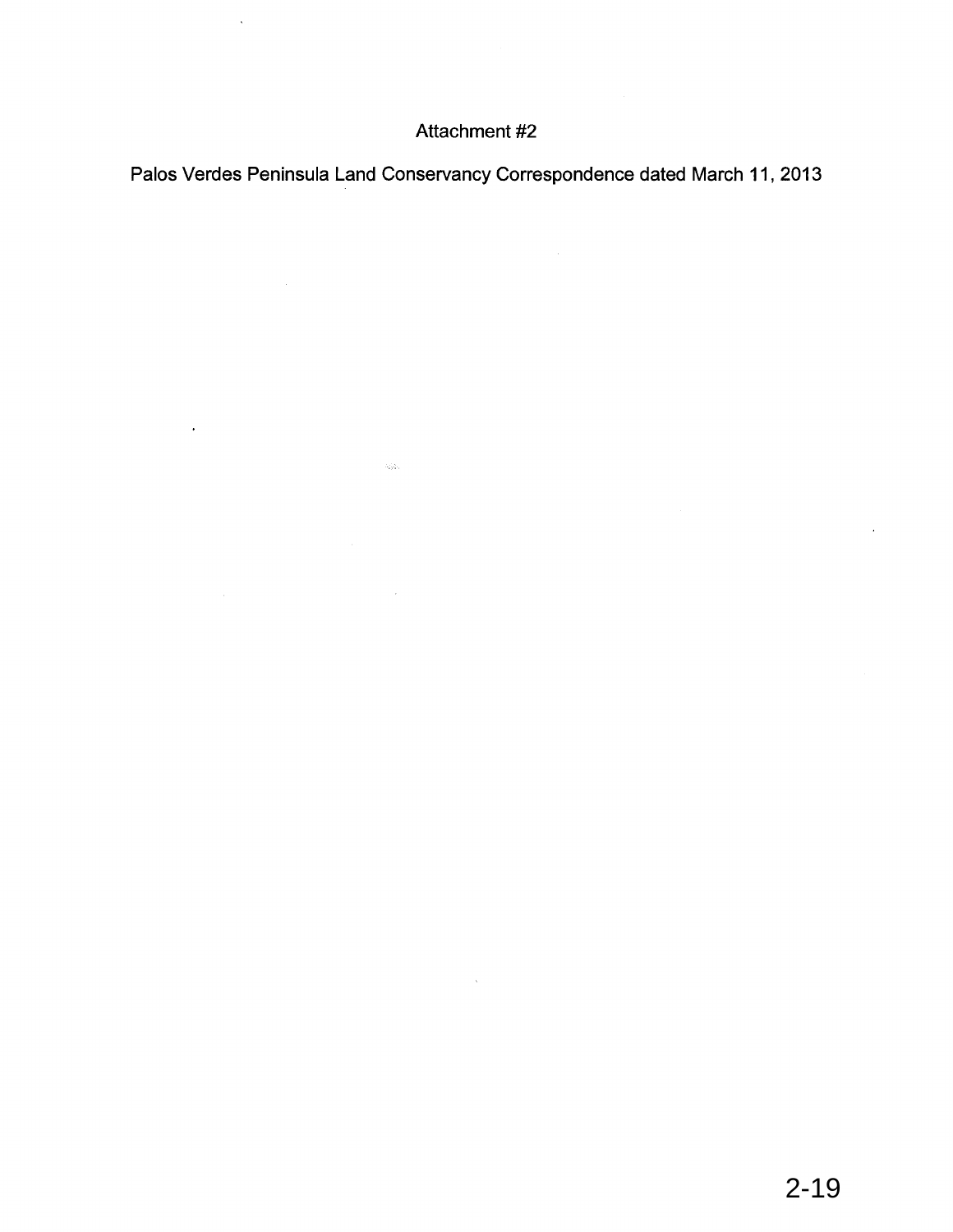Attachment #2

Palos Verdes Peninsula Land Conservancy Correspondence dated March 11, 2013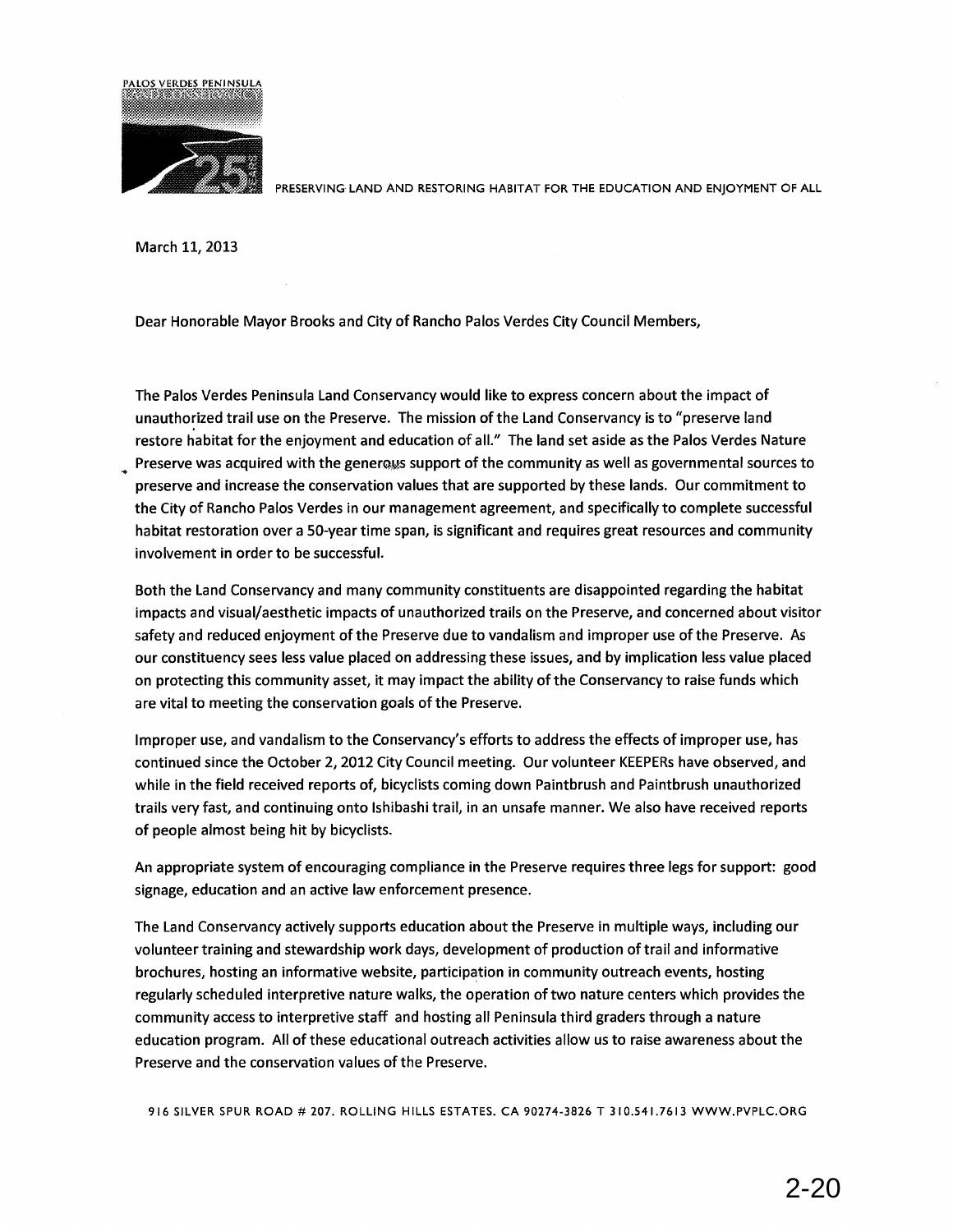PALOS VERDES PENINSULA

PRESERVING LAND AND RESTORING HABITAT FOR THE EDUCATION AND ENJOYMENT OF ALL

March 11, 2013

Dear Honorable Mayor Brooks and City of Rancho Palos Verdes City Council Members,

The Palos Verdes Peninsula Land Conservancy would like to express concern about the impact of unauthorized trail use on the Preserve. The mission of the Land Conservancy is to "preserve land restore habitat for the enjoyment and education of all." The land set aside as the Palos Verdes Nature Preserve was acquired with the generous support of the community as well as governmental sources to preserve and increase the conservation values that are supported by these lands. Our commitment to the City of Rancho Palos Verdes in our management agreement, and specifically to complete successful habitat restoration over a 50-year time span, is significant and requires great resources and community involvement in order to be successful.

Both the Land Conservancy and many community constituents are disappointed regarding the habitat impacts and visual/aesthetic impacts of unauthorized trails on the Preserve, and concerned about visitor safety and reduced enjoyment of the Preserve due to vandalism and improper use of the Preserve. As our constituency sees less value placed on addressing these issues, and by implication less value placed on protecting this community asset, it may impact the ability of the Conservancy to raise funds which are vital to meeting the conservation goals of the Preserve.

Improper use, and vandalism to the Conservancy's efforts to address the effects of improper use, has continued since the October 2, 2012 City Council meeting. Our volunteer KEEPERs have observed, and while in the field received reports of, bicyclists coming down Paintbrush and Paintbrush unauthorized trails very fast, and continuing onto Ishibashi trail, in an unsafe manner. We also have received reports of people almost being hit by bicyclists.

An appropriate system of encouraging compliance in the Preserve requires three legs for support: good signage, education and an active law enforcement presence.

The Land Conservancy actively supports education about the Preserve in multiple ways, including our volunteer training and stewardship work days, development of production of trail and informative brochures, hosting an informative website, participation in community outreach events, hosting regularly scheduled interpretive nature walks, the operation of two nature centers which provides the community access to interpretive staff and hosting all Peninsula third graders through a nature education program. All of these educational outreach activities allow us to raise awareness about the Preserve and the conservation values of the Preserve.

916 SILVER SPUR ROAD # 207. ROLLING HILLS ESTATES. CA 90274-3826 T 310.541.7613 WWW.PVPLC.ORG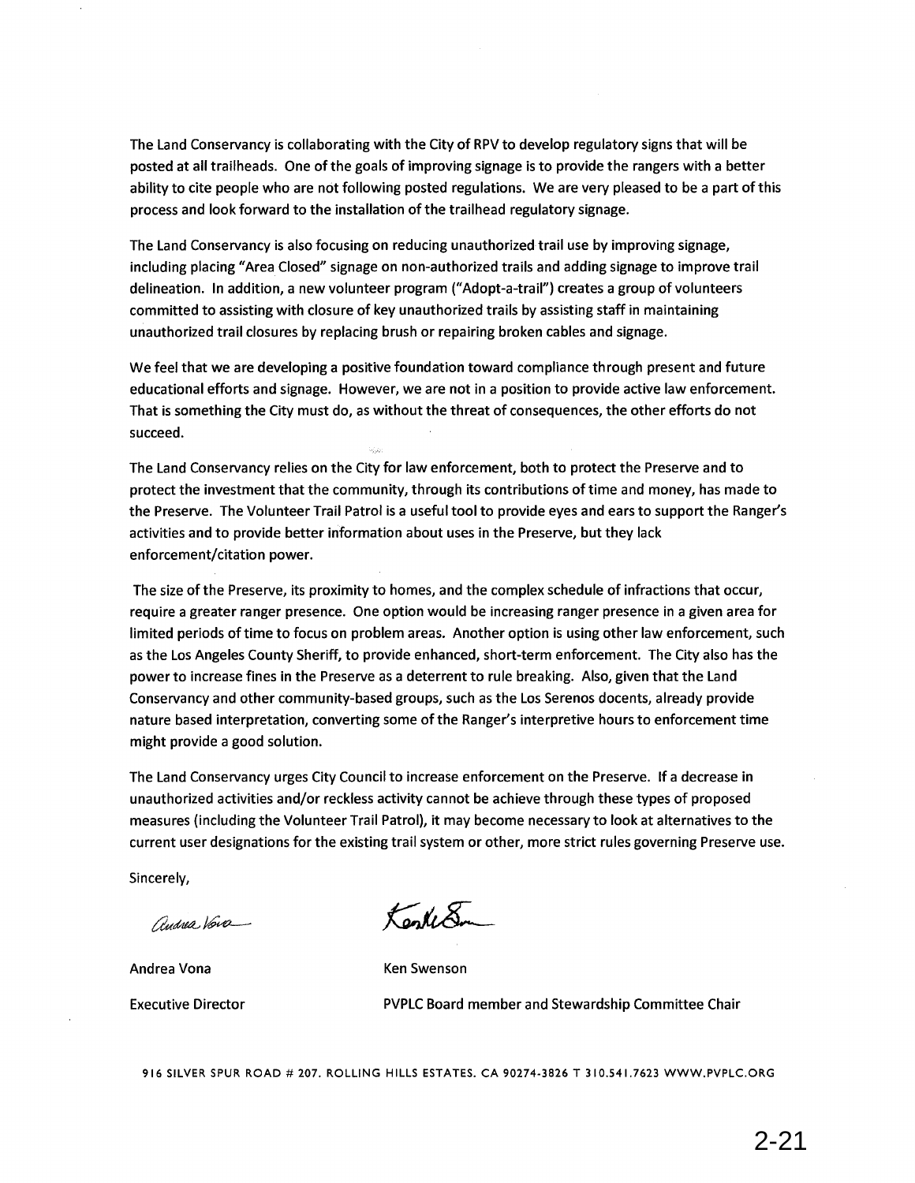The Land Conservancy is collaborating with the City of RPV to develop regulatory signs that will be posted at all trailheads. One of the goals of improving signage is to provide the rangers with a better ability to cite people who are not following posted regulations. We are very pleased to be a part of this process and look forward to the installation of the trailhead regulatory signage.

The Land Conservancy is also focusing on reducing unauthorized trail use by improving signage, including placing "Area Closed" signage on non-authorized trails and adding signage to improve trail delineation. In addition, a new volunteer program ("Adopt-a-trail") creates a group of volunteers committed to assisting with closure of key unauthorized trails by assisting staff in maintaining unauthorized trail closures by replacing brush or repairing broken cables and signage.

We feel that we are developing a positive foundation toward compliance through present and future educational efforts and signage. However, we are not in a position to provide active law enforcement. That is something the City must do, as without the threat of consequences, the other efforts do not succeed.

The Land Conservancy relies on the City for law enforcement, both to protect the Preserve and to protect the investment that the community, through its contributions of time and money, has made to the Preserve. The Volunteer Trail Patrol is a useful tool to provide eyes and ears to support the Ranger's activities and to provide better information about uses in the Preserve, but they lack enforcement/citation power.

The size of the Preserve, its proximity to homes, and the complex schedule of infractions that occur, require a greater ranger presence. One option would be increasing ranger presence in a given area for limited periods of time to focus on problem areas. Another option is using other law enforcement, such as the Los Angeles County Sheriff, to provide enhanced, short-term enforcement. The City also has the power to increase fines in the Preserve as a deterrent to rule breaking. Also, given that the Land Conservancy and other community-based groups, such as the Los Serenos docents, already provide nature based interpretation, converting some of the Ranger's interpretive hours to enforcement time might provide a good solution.

The Land Conservancy urges City Council to increase enforcement on the Preserve. If a decrease in unauthorized activities and/or reckless activity cannot be achieve through these types of proposed measures (including the Volunteer Trail Patrol), it may become necessary to look at alternatives to the current user designations for the existing trail system or other, more strict rules governing Preserve use.

Sincerely,

Andrea Vona
Executive Director

Ken Swenson
PVPLC Board member and Stewardship Committee Chair

916 SILVER SPUR ROAD # 207. ROLLING HILLS ESTATES. CA 90274-3826 T 310.541.7623 WWW.PVPLC.ORG